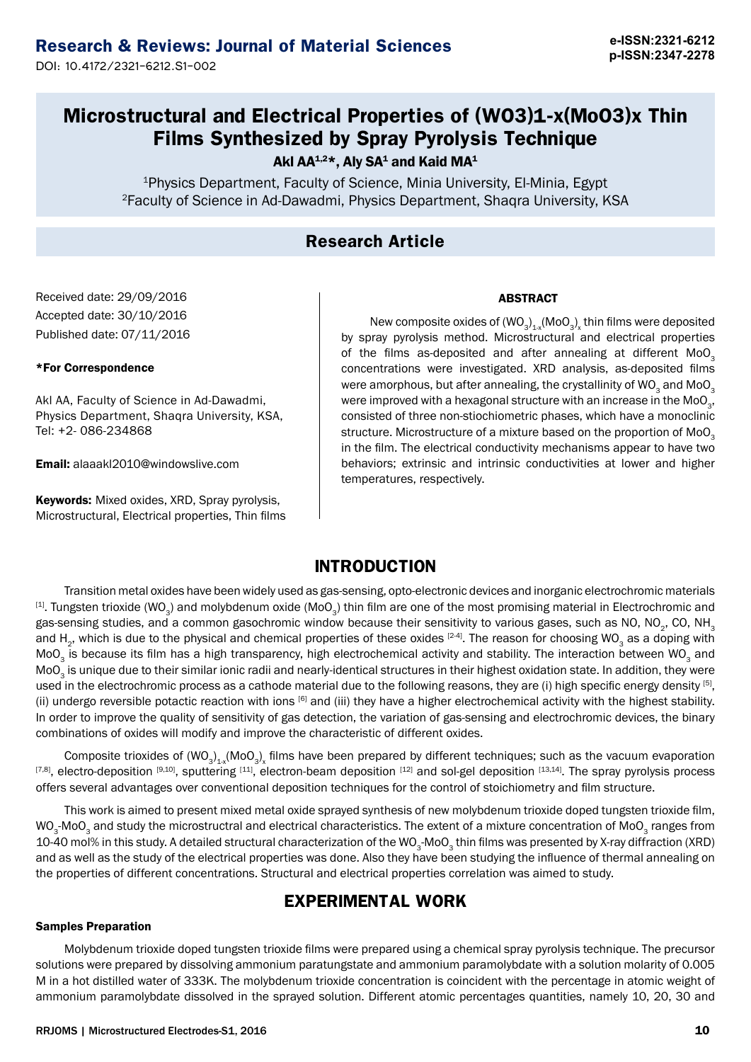# Microstructural and Electrical Properties of $(WO_3)_{1-x}(MoO_3)_x$ Thin Films Synthesized by Spray Pyrolysis Technique

**Akl AA[1,2]*, Aly SA[1] and Kaid MA[1]**

[1]Physics Department, Faculty of Science, Minia University, El-Minia, Egypt
[2]Faculty of Science in Ad-Dawadmi, Physics Department, Shaqra University, KSA

## Research Article

Received date: 29/09/2016
Accepted date: 30/10/2016
Published date: 07/11/2016

**\*For Correspondence**

Akl AA, Faculty of Science in Ad-Dawadmi, Physics Department, Shaqra University, KSA, Tel: +2- 086-234868

**Email:** alaaakl2010@windowslive.com

**Keywords:** Mixed oxides, XRD, Spray pyrolysis, Microstructural, Electrical properties, Thin films

### ABSTRACT

New composite oxides of $(WO_3)_{1-x}(MoO_3)_x$ thin films were deposited by spray pyrolysis method. Microstructural and electrical properties of the films as-deposited and after annealing at different $MoO_3$ concentrations were investigated. XRD analysis, as-deposited films were amorphous, but after annealing, the crystallinity of $WO_3$ and $MoO_3$ were improved with a hexagonal structure with an increase in the $MoO_3$, consisted of three non-stiochiometric phases, which have a monoclinic structure. Microstructure of a mixture based on the proportion of $MoO_3$ in the film. The electrical conductivity mechanisms appear to have two behaviors; extrinsic and intrinsic conductivities at lower and higher temperatures, respectively.

## INTRODUCTION

Transition metal oxides have been widely used as gas-sensing, opto-electronic devices and inorganic electrochromic materials [1]. Tungsten trioxide ($WO_3$) and molybdenum oxide ($MoO_3$) thin film are one of the most promising material in Electrochromic and gas-sensing studies, and a common gasochromic window because their sensitivity to various gases, such as NO, $NO_2$, CO, $NH_3$ and $H_2$, which is due to the physical and chemical properties of these oxides [2-4]. The reason for choosing $WO_3$ as a doping with $MoO_3$ is because its film has a high transparency, high electrochemical activity and stability. The interaction between $WO_3$ and $MoO_3$ is unique due to their similar ionic radii and nearly-identical structures in their highest oxidation state. In addition, they were used in the electrochromic process as a cathode material due to the following reasons, they are (i) high specific energy density [5], (ii) undergo reversible potactic reaction with ions [6] and (iii) they have a higher electrochemical activity with the highest stability. In order to improve the quality of sensitivity of gas detection, the variation of gas-sensing and electrochromic devices, the binary combinations of oxides will modify and improve the characteristic of different oxides.

Composite trioxides of $(WO_3)_{1-x}(MoO_3)_x$ films have been prepared by different techniques; such as the vacuum evaporation [7,8], electro-deposition [9,10], sputtering [11], electron-beam deposition [12] and sol-gel deposition [13,14]. The spray pyrolysis process offers several advantages over conventional deposition techniques for the control of stoichiometry and film structure.

This work is aimed to present mixed metal oxide sprayed synthesis of new molybdenum trioxide doped tungsten trioxide film, $WO_3$-$MoO_3$ and study the microstructral and electrical characteristics. The extent of a mixture concentration of $MoO_3$ ranges from 10-40 mol% in this study. A detailed structural characterization of the $WO_3$-$MoO_3$ thin films was presented by X-ray diffraction (XRD) and as well as the study of the electrical properties was done. Also they have been studying the influence of thermal annealing on the properties of different concentrations. Structural and electrical properties correlation was aimed to study.

## EXPERIMENTAL WORK

### Samples Preparation

Molybdenum trioxide doped tungsten trioxide films were prepared using a chemical spray pyrolysis technique. The precursor solutions were prepared by dissolving ammonium paratungstate and ammonium paramolybdate with a solution molarity of 0.005 M in a hot distilled water of 333K. The molybdenum trioxide concentration is coincident with the percentage in atomic weight of ammonium paramolybdate dissolved in the sprayed solution. Different atomic percentages quantities, namely 10, 20, 30 and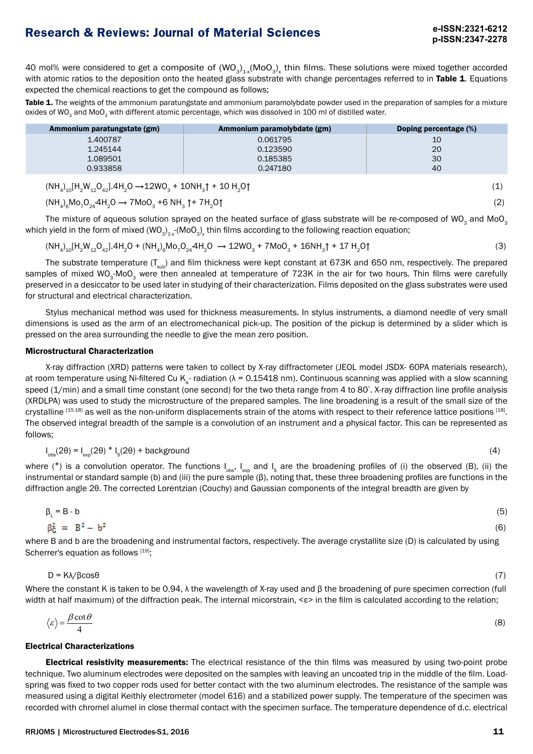40 mol% were considered to get a composite of $(WO_3)_{1-x}(MoO_3)_x$ thin films. These solutions were mixed together accorded with atomic ratios to the deposition onto the heated glass substrate with change percentages referred to in **Table 1**. Equations expected the chemical reactions to get the compound as follows;

**Table 1.** The weights of the ammonium paratungstate and ammonium paramolybdate powder used in the preparation of samples for a mixture oxides of $WO_3$ and $MoO_3$ with different atomic percentage, which was dissolved in 100 ml of distilled water.

| Ammonium paratungstate (gm) | Ammonium paramolybdate (gm) | Doping percentage (%) |
|---|---|---|
| 1.400787 | 0.061795 | 10 |
| 1.245144 | 0.123590 | 20 |
| 1.089501 | 0.185385 | 30 |
| 0.933858 | 0.247180 | 40 |

$$(NH_4)_{10}[H_2W_{12}O_{42}].4H_2O \rightarrow 12WO_3 + 10NH_3\uparrow + 10\ H_2O\uparrow \quad (1)$$

$$(NH_4)_6Mo_7O_{24}{\cdot}4H_2O \rightarrow 7MoO_3 + 6\ NH_3\uparrow + 7H_2O\uparrow \quad (2)$$

The mixture of aqueous solution sprayed on the heated surface of glass substrate will be re-composed of $WO_3$ and $MoO_3$ which yield in the form of mixed $(WO_3)_{1-x}$-$(MoO_3)_x$ thin films according to the following reaction equation;

$$(NH_4)_{10}[H_2W_{12}O_{42}].4H_2O + (NH_4)_6Mo_7O_{24}{\cdot}4H_2O \rightarrow 12WO_3 + 7MoO_3 + 16NH_3\uparrow + 17\ H_2O\uparrow \quad (3)$$

The substrate temperature ($T_{sub}$) and film thickness were kept constant at 673K and 650 nm, respectively. The prepared samples of mixed $WO_3$-$MoO_3$ were then annealed at temperature of 723K in the air for two hours. Thin films were carefully preserved in a desiccator to be used later in studying of their characterization. Films deposited on the glass substrates were used for structural and electrical characterization.

Stylus mechanical method was used for thickness measurements. In stylus instruments, a diamond needle of very small dimensions is used as the arm of an electromechanical pick-up. The position of the pickup is determined by a slider which is pressed on the area surrounding the needle to give the mean zero position.

### Microstructural Characterization

X-ray diffraction (XRD) patterns were taken to collect by X-ray diffractometer (JEOL model JSDX- 60PA materials research), at room temperature using Ni-filtered Cu $K_\alpha$- radiation ($\lambda$ = 0.15418 nm). Continuous scanning was applied with a slow scanning speed (1/min) and a small time constant (one second) for the two theta range from 4 to 80°. X-ray diffraction line profile analysis (XRDLPA) was used to study the microstructure of the prepared samples. The line broadening is a result of the small size of the crystalline [15-18] as well as the non-uniform displacements strain of the atoms with respect to their reference lattice positions [18]. The observed integral breadth of the sample is a convolution of an instrument and a physical factor. This can be represented as follows;

$$I_{obs}(2\theta) = I_{exp}(2\theta) * I_S(2\theta) + \text{background} \quad (4)$$

where (*) is a convolution operator. The functions $I_{obs}$, $I_{exp}$ and $I_S$ are the broadening profiles of (i) the observed (B), (ii) the instrumental or standard sample (b) and (iii) the pure sample ($\beta$), noting that, these three broadening profiles are functions in the diffraction angle 2θ. The corrected Lorentzian (Couchy) and Gaussian components of the integral breadth are given by

$$\beta_L = B - b \quad (5)$$

$$\beta_G^2 = B^2 - b^2 \quad (6)$$

where B and b are the broadening and instrumental factors, respectively. The average crystallite size (D) is calculated by using Scherrer's equation as follows [19];

$$D = K\lambda/\beta\cos\theta \quad (7)$$

Where the constant K is taken to be 0.94, $\lambda$ the wavelength of X-ray used and $\beta$ the broadening of pure specimen correction (full width at half maximum) of the diffraction peak. The internal micorstrain, $\langle\varepsilon\rangle$ in the film is calculated according to the relation;

$$\langle\varepsilon\rangle = \frac{\beta\cot\theta}{4} \quad (8)$$

### Electrical Characterizations

**Electrical resistivity measurements:** The electrical resistance of the thin films was measured by using two-point probe technique. Two aluminum electrodes were deposited on the samples with leaving an uncoated trip in the middle of the film. Load-spring was fixed to two copper rods used for better contact with the two aluminum electrodes. The resistance of the sample was measured using a digital Keithly electrometer (model 616) and a stabilized power supply. The temperature of the specimen was recorded with chromel alumel in close thermal contact with the specimen surface. The temperature dependence of d.c. electrical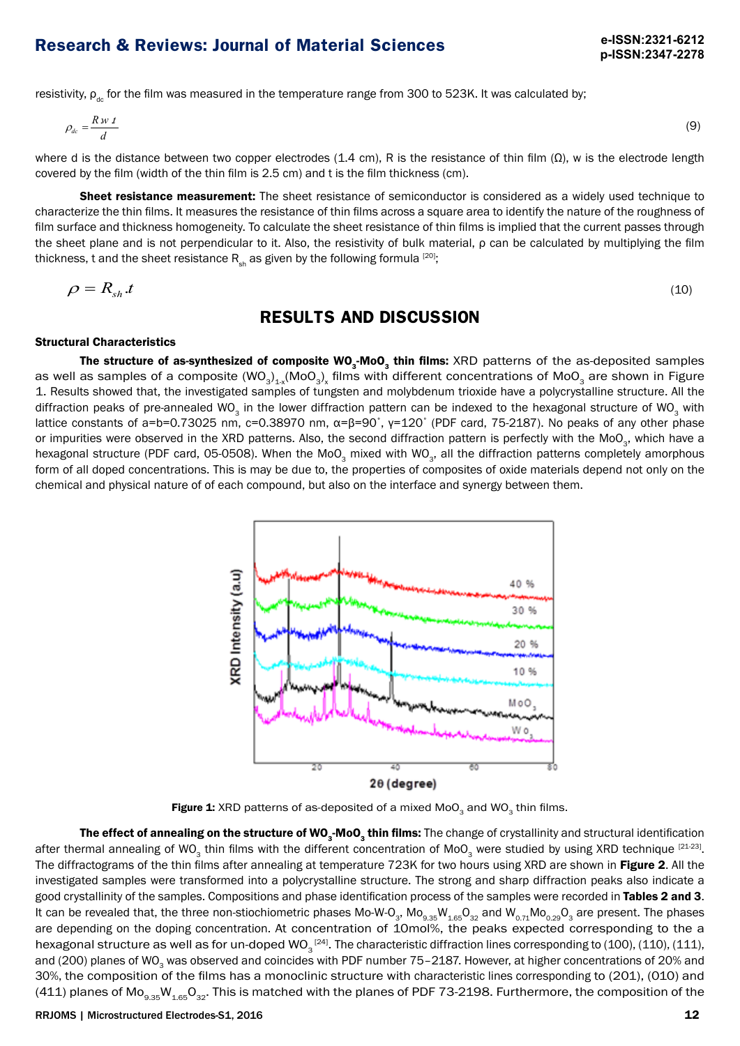resistivity, $\rho_{dc}$ for the film was measured in the temperature range from 300 to 523K. It was calculated by;

$$\rho_{dc} = \frac{R\,w\,t}{d} \tag{9}$$

where d is the distance between two copper electrodes (1.4 cm), R is the resistance of thin film (Ω), w is the electrode length covered by the film (width of the thin film is 2.5 cm) and t is the film thickness (cm).

**Sheet resistance measurement:** The sheet resistance of semiconductor is considered as a widely used technique to characterize the thin films. It measures the resistance of thin films across a square area to identify the nature of the roughness of film surface and thickness homogeneity. To calculate the sheet resistance of thin films is implied that the current passes through the sheet plane and is not perpendicular to it. Also, the resistivity of bulk material, ρ can be calculated by multiplying the film thickness, t and the sheet resistance $R_{sh}$ as given by the following formula [20];

$$\rho = R_{sh}.t \tag{10}$$

## RESULTS AND DISCUSSION

### Structural Characteristics

**The structure of as-synthesized of composite $WO_3$-$MoO_3$ thin films:** XRD patterns of the as-deposited samples as well as samples of a composite $(WO_3)_{1-x}(MoO_3)_x$ films with different concentrations of $MoO_3$ are shown in Figure 1. Results showed that, the investigated samples of tungsten and molybdenum trioxide have a polycrystalline structure. All the diffraction peaks of pre-annealed $WO_3$ in the lower diffraction pattern can be indexed to the hexagonal structure of $WO_3$ with lattice constants of a=b=0.73025 nm, c=0.38970 nm, α=β=90˚, γ=120˚ (PDF card, 75-2187). No peaks of any other phase or impurities were observed in the XRD patterns. Also, the second diffraction pattern is perfectly with the $MoO_3$, which have a hexagonal structure (PDF card, 05-0508). When the $MoO_3$ mixed with $WO_3$, all the diffraction patterns completely amorphous form of all doped concentrations. This is may be due to, the properties of composites of oxide materials depend not only on the chemical and physical nature of of each compound, but also on the interface and synergy between them.

**Figure 1:** XRD patterns of as-deposited of a mixed $MoO_3$ and $WO_3$ thin films.

**The effect of annealing on the structure of $WO_3$-$MoO_3$ thin films:** The change of crystallinity and structural identification after thermal annealing of $WO_3$ thin films with the different concentration of $MoO_3$ were studied by using XRD technique [21-23]. The diffractograms of the thin films after annealing at temperature 723K for two hours using XRD are shown in **Figure 2**. All the investigated samples were transformed into a polycrystalline structure. The strong and sharp diffraction peaks also indicate a good crystallinity of the samples. Compositions and phase identification process of the samples were recorded in **Tables 2 and 3**. It can be revealed that, the three non-stiochiometric phases Mo-W-$O_3$, $Mo_{9.35}W_{1.65}O_{32}$ and $W_{0.71}Mo_{0.29}O_3$ are present. The phases are depending on the doping concentration. At concentration of 10mol%, the peaks expected corresponding to the a hexagonal structure as well as for un-doped $WO_3$ [24]. The characteristic diffraction lines corresponding to (100), (110), (111), and (200) planes of $WO_3$ was observed and coincides with PDF number 75–2187. However, at higher concentrations of 20% and 30%, the composition of the films has a monoclinic structure with characteristic lines corresponding to (201), (010) and (411) planes of $Mo_{9.35}W_{1.65}O_{32}$. This is matched with the planes of PDF 73-2198. Furthermore, the composition of the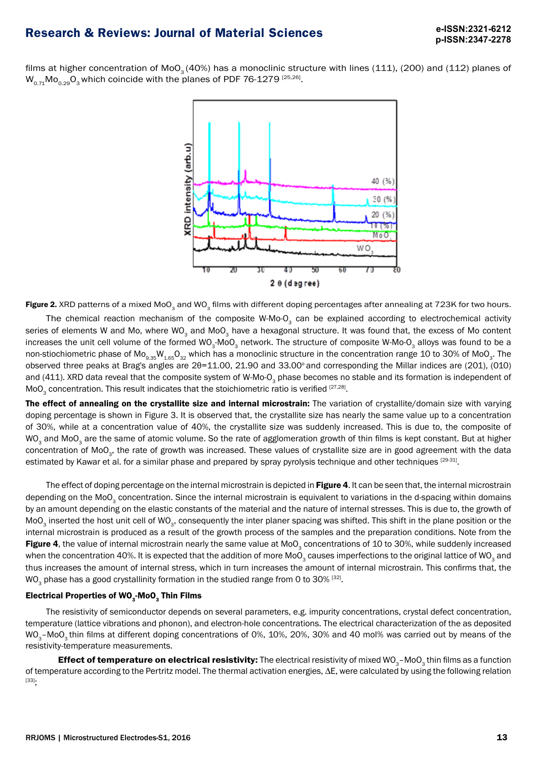films at higher concentration of $MoO_3$ (40%) has a monoclinic structure with lines (111), (200) and (112) planes of $W_{0.71}Mo_{0.29}O_3$ which coincide with the planes of PDF 76-1279 [25,26].

**Figure 2.** XRD patterns of a mixed $MoO_3$ and $WO_3$ films with different doping percentages after annealing at 723K for two hours.

The chemical reaction mechanism of the composite W-Mo-$O_3$ can be explained according to electrochemical activity series of elements W and Mo, where $WO_3$ and $MoO_3$ have a hexagonal structure. It was found that, the excess of Mo content increases the unit cell volume of the formed $WO_3$-$MoO_3$ network. The structure of composite W-Mo-$O_3$ alloys was found to be a non-stiochiometric phase of $Mo_{9.35}W_{1.65}O_{32}$ which has a monoclinic structure in the concentration range 10 to 30% of $MoO_3$. The observed three peaks at Brag's angles are 2θ=11.00, 21.90 and 33.00° and corresponding the Millar indices are (201), (010) and (411). XRD data reveal that the composite system of W-Mo-$O_3$ phase becomes no stable and its formation is independent of $MoO_3$ concentration. This result indicates that the stoichiometric ratio is verified [27,28].

**The effect of annealing on the crystallite size and internal microstrain:** The variation of crystallite/domain size with varying doping percentage is shown in Figure 3. It is observed that, the crystallite size has nearly the same value up to a concentration of 30%, while at a concentration value of 40%, the crystallite size was suddenly increased. This is due to, the composite of $WO_3$ and $MoO_3$ are the same of atomic volume. So the rate of agglomeration growth of thin films is kept constant. But at higher concentration of $MoO_3$, the rate of growth was increased. These values of crystallite size are in good agreement with the data estimated by Kawar et al. for a similar phase and prepared by spray pyrolysis technique and other techniques [29-31].

The effect of doping percentage on the internal microstrain is depicted in **Figure 4**. It can be seen that, the internal microstrain depending on the $MoO_3$ concentration. Since the internal microstrain is equivalent to variations in the d-spacing within domains by an amount depending on the elastic constants of the material and the nature of internal stresses. This is due to, the growth of $MoO_3$ inserted the host unit cell of $WO_3$, consequently the inter planer spacing was shifted. This shift in the plane position or the internal microstrain is produced as a result of the growth process of the samples and the preparation conditions. Note from the **Figure 4**, the value of internal microstrain nearly the same value at $MoO_3$ concentrations of 10 to 30%, while suddenly increased when the concentration 40%. It is expected that the addition of more $MoO_3$ causes imperfections to the original lattice of $WO_3$ and thus increases the amount of internal stress, which in turn increases the amount of internal microstrain. This confirms that, the $WO_3$ phase has a good crystallinity formation in the studied range from 0 to 30% [32].

### Electrical Properties of $WO_3$-$MoO_3$ Thin Films

The resistivity of semiconductor depends on several parameters, e.g. impurity concentrations, crystal defect concentration, temperature (lattice vibrations and phonon), and electron-hole concentrations. The electrical characterization of the as deposited $WO_3$–$MoO_3$ thin films at different doping concentrations of 0%, 10%, 20%, 30% and 40 mol% was carried out by means of the resistivity-temperature measurements.

**Effect of temperature on electrical resistivity:** The electrical resistivity of mixed $WO_3$–$MoO_3$ thin films as a function of temperature according to the Pertritz model. The thermal activation energies, ΔE, were calculated by using the following relation [33];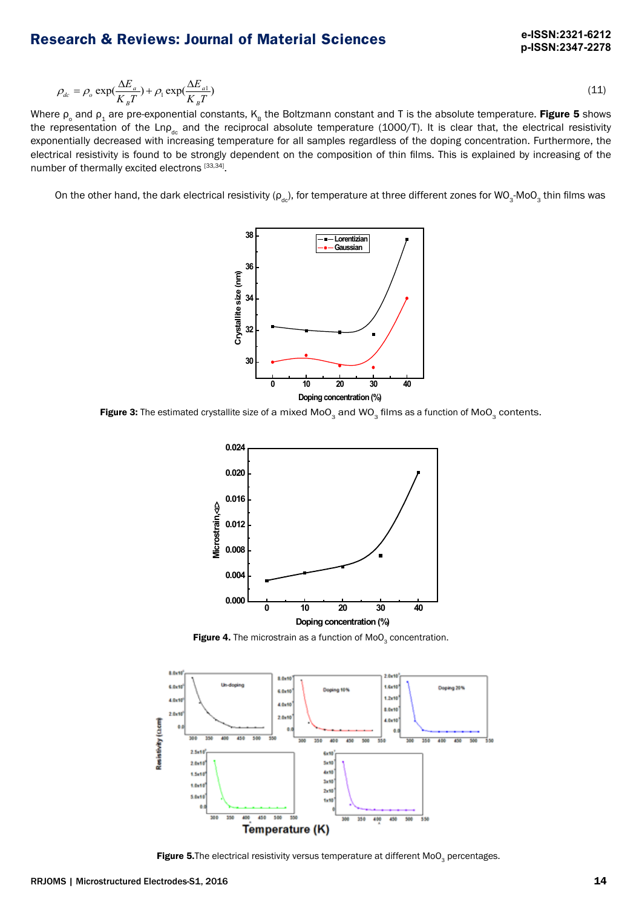$$\rho_{dc} = \rho_o \exp(\frac{\Delta E_a}{K_B T}) + \rho_1 \exp(\frac{\Delta E_{a1}}{K_B T}) \quad (11)$$

Where $\rho_o$ and $\rho_1$ are pre-exponential constants, $K_B$ the Boltzmann constant and T is the absolute temperature. **Figure 5** shows the representation of the Ln$\rho_{dc}$ and the reciprocal absolute temperature (1000/T). It is clear that, the electrical resistivity exponentially decreased with increasing temperature for all samples regardless of the doping concentration. Furthermore, the electrical resistivity is found to be strongly dependent on the composition of thin films. This is explained by increasing of the number of thermally excited electrons [33,34].

On the other hand, the dark electrical resistivity ($\rho_{dc}$), for temperature at three different zones for $WO_3$-$MoO_3$ thin films was

**Figure 3:** The estimated crystallite size of a mixed $MoO_3$ and $WO_3$ films as a function of $MoO_3$ contents.

**Figure 4.** The microstrain as a function of $MoO_3$ concentration.

**Figure 5.**The electrical resistivity versus temperature at different $MoO_3$ percentages.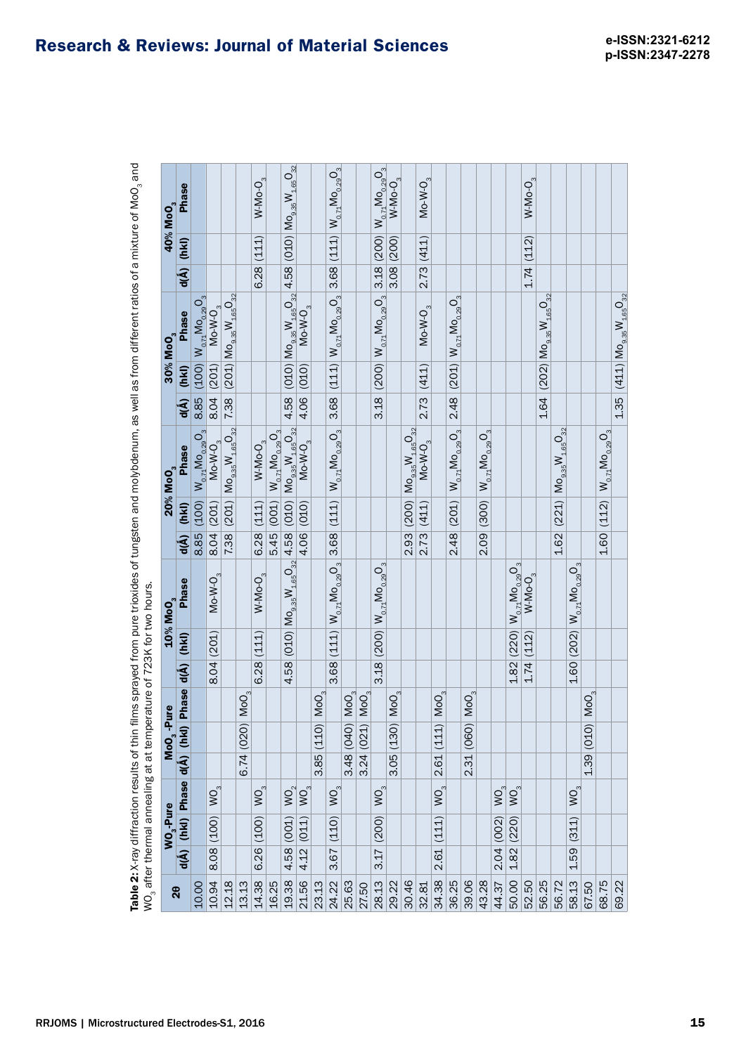**Table 2:** X-ray diffraction results of thin films sprayed from pure trioxides of tungsten and molybdenum, as well as from different ratios of a mixture of $MoO_3$ and $WO_3$ after thermal annealing at at temperature of 723K for two hours.

| 2θ | $WO_3$-Pure | | | $MoO_3$-Pure | | | 10% $MoO_3$ | | | 20% $MoO_3$ | | | 30% $MoO_3$ | | | 40% $MoO_3$ | | |
|---|---|---|---|---|---|---|---|---|---|---|---|---|---|---|---|---|---|---|
| | d(Å) | (hkl) | Phase | d(Å) | (hkl) | Phase | d(Å) | (hkl) | Phase | d(Å) | (hkl) | Phase | d(Å) | (hkl) | Phase | d(Å) | (hkl) | Phase |
| 10.00 | | | | | | | | | | 8.85 | (100) | $W_{0.71}Mo_{0.29}O_3$ | 8.85 | (100) | $W_{0.71}Mo_{0.29}O_3$ | | | |
| 10.94 | 8.08 | (100) | $WO_3$ | | | | 8.04 | (201) | Mo-W-$O_3$ | 8.04 | (201) | Mo-W-$O_3$ | 8.04 | (201) | Mo-W-$O_3$ | | | |
| 12.18 | | | | | | | | | | 7.38 | (201) | $Mo_{9.35}W_{1.65}O_{32}$ | 7.38 | (201) | $Mo_{9.35}W_{1.65}O_{32}$ | | | |
| 13.13 | | | | 6.74 | (020) | $MoO_3$ | | | | | | | | | | | | |
| 14.38 | 6.26 | (100) | $WO_3$ | | | | 6.28 | (111) | W-Mo-$O_3$ | 6.28 | (111) | W-Mo-$O_3$ | | | | 6.28 | (111) | W-Mo-$O_3$ |
| 16.25 | | | | | | | | | | 5.45 | (001) | $W_{0.71}Mo_{0.29}O_3$ | | | | | | |
| 19.38 | 4.58 | (001) | $WO_2$ | | | | 4.58 | (010) | $Mo_{9.35}W_{1.65}O_{32}$ | 4.58 | (010) | $Mo_{9.35}W_{1.65}O_{32}$ | 4.58 | (010) | $Mo_{9.35}W_{1.65}O_{32}$ | 4.58 | (010) | $Mo_{9.35}W_{1.65}O_{32}$ |
| 21.56 | 4.12 | (011) | $WO_3$ | | | | | | | 4.06 | (010) | Mo-W-$O_3$ | 4.06 | (010) | Mo-W-$O_3$ | | | |
| 23.13 | | | | 3.85 | (110) | $MoO_3$ | | | | | | | | | | | | |
| 24.22 | 3.67 | (110) | $WO_3$ | | | | 3.68 | (111) | $W_{0.71}Mo_{0.29}O_3$ | 3.68 | (111) | $W_{0.71}Mo_{0.29}O_3$ | 3.68 | (111) | $W_{0.71}Mo_{0.29}O_3$ | 3.68 | (111) | $W_{0.71}Mo_{0.29}O_3$ |
| 25.63 | | | | 3.48 | (040) | $MoO_3$ | | | | | | | | | | | | |
| 27.50 | | | | 3.24 | (021) | $MoO_3$ | | | | | | | | | | | | |
| 28.13 | 3.17 | (200) | $WO_3$ | | | | 3.18 | (200) | $W_{0.71}Mo_{0.29}O_3$ | | | | 3.18 | (200) | $W_{0.71}Mo_{0.29}O_3$ | 3.18 | (200) | $W_{0.71}Mo_{0.29}O_3$ |
| 29.22 | | | | 3.05 | (130) | $MoO_3$ | | | | | | | | | | 3.08 | (200) | W-Mo-$O_3$ |
| 30.46 | | | | | | | | | | 2.93 | (200) | $Mo_{9.35}W_{1.65}O_{32}$ | | | | | | |
| 32.81 | | | | | | | | | | 2.73 | (411) | Mo-W-$O_3$ | 2.73 | (411) | Mo-W-$O_3$ | 2.73 | (411) | Mo-W-$O_3$ |
| 34.38 | 2.61 | (111) | $WO_3$ | 2.61 | (111) | $MoO_3$ | | | | | | | | | | | | |
| 36.25 | | | | | | | | | | 2.48 | (201) | $W_{0.71}Mo_{0.29}O_3$ | 2.48 | (201) | $W_{0.71}Mo_{0.29}O_3$ | | | |
| 39.06 | | | | 2.31 | (060) | $MoO_3$ | | | | | | | | | | | | |
| 43.28 | | | | | | | | | | 2.09 | (300) | $W_{0.71}Mo_{0.29}O_3$ | | | | | | |
| 44.37 | 2.04 | (002) | $WO_3$ | | | | | | | | | | | | | | | |
| 50.00 | 1.82 | (220) | $WO_3$ | | | | 1.82 | (220) | $W_{0.71}Mo_{0.29}O_3$ | | | | | | | | | |
| 52.50 | | | | | | | 1.74 | (112) | W-Mo-$O_3$ | | | | | | | 1.74 | (112) | W-Mo-$O_3$ |
| 56.25 | | | | | | | | | | | | | 1.64 | (202) | $Mo_{9.35}W_{1.65}O_{32}$ | | | |
| 56.72 | | | | | | | | | | 1.62 | (221) | $Mo_{9.35}W_{1.65}O_{32}$ | | | | | | |
| 58.13 | 1.59 | (311) | $WO_3$ | | | | 1.60 | (202) | $W_{0.71}Mo_{0.29}O_3$ | | | | | | | | | |
| 67.50 | | | | 1.39 | (010) | $MoO_3$ | | | | | | | | | | | | |
| 68.75 | | | | | | | | | | 1.60 | (112) | $W_{0.71}Mo_{0.29}O_3$ | | | | | | |
| 69.22 | | | | | | | | | | | | | 1.35 | (411) | $Mo_{9.35}W_{1.65}O_{32}$ | | | |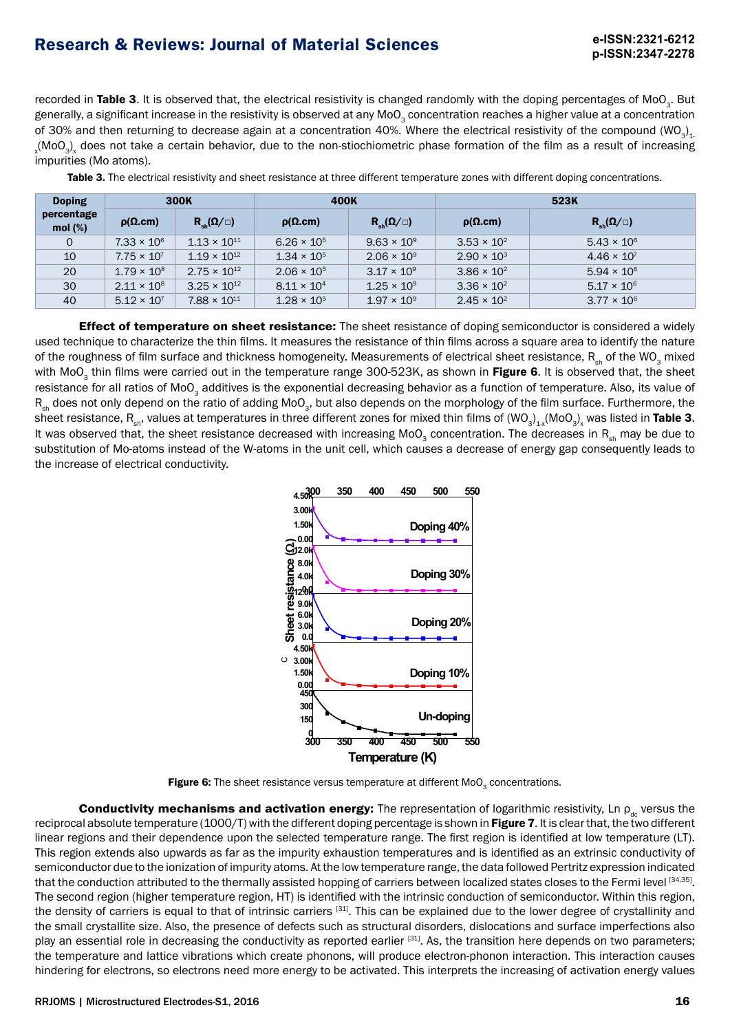recorded in **Table 3**. It is observed that, the electrical resistivity is changed randomly with the doping percentages of $MoO_3$. But generally, a significant increase in the resistivity is observed at any $MoO_3$ concentration reaches a higher value at a concentration of 30% and then returning to decrease again at a concentration 40%. Where the electrical resistivity of the compound $(WO_3)_{1-x}(MoO_3)_x$ does not take a certain behavior, due to the non-stiochiometric phase formation of the film as a result of increasing impurities (Mo atoms).

**Table 3.** The electrical resistivity and sheet resistance at three different temperature zones with different doping concentrations.

| Doping percentage mol (%) | 300K | | 400K | | 523K | |
|---|---|---|---|---|---|---|
| | ρ(Ω.cm) | $R_{sh}$(Ω/□) | ρ(Ω.cm) | $R_{sh}$(Ω/□) | ρ(Ω.cm) | $R_{sh}$(Ω/□) |
| 0 | $7.33 \times 10^6$ | $1.13 \times 10^{11}$ | $6.26 \times 10^5$ | $9.63 \times 10^9$ | $3.53 \times 10^2$ | $5.43 \times 10^6$ |
| 10 | $7.75 \times 10^7$ | $1.19 \times 10^{12}$ | $1.34 \times 10^5$ | $2.06 \times 10^9$ | $2.90 \times 10^3$ | $4.46 \times 10^7$ |
| 20 | $1.79 \times 10^8$ | $2.75 \times 10^{12}$ | $2.06 \times 10^5$ | $3.17 \times 10^9$ | $3.86 \times 10^2$ | $5.94 \times 10^6$ |
| 30 | $2.11 \times 10^8$ | $3.25 \times 10^{12}$ | $8.11 \times 10^4$ | $1.25 \times 10^9$ | $3.36 \times 10^2$ | $5.17 \times 10^6$ |
| 40 | $5.12 \times 10^7$ | $7.88 \times 10^{11}$ | $1.28 \times 10^5$ | $1.97 \times 10^9$ | $2.45 \times 10^2$ | $3.77 \times 10^6$ |

**Effect of temperature on sheet resistance:** The sheet resistance of doping semiconductor is considered a widely used technique to characterize the thin films. It measures the resistance of thin films across a square area to identify the nature of the roughness of film surface and thickness homogeneity. Measurements of electrical sheet resistance, $R_{sh}$ of the $WO_3$ mixed with $MoO_3$ thin films were carried out in the temperature range 300-523K, as shown in **Figure 6**. It is observed that, the sheet resistance for all ratios of $MoO_3$ additives is the exponential decreasing behavior as a function of temperature. Also, its value of $R_{sh}$ does not only depend on the ratio of adding $MoO_3$, but also depends on the morphology of the film surface. Furthermore, the sheet resistance, $R_{sh}$, values at temperatures in three different zones for mixed thin films of $(WO_3)_{1-x}(MoO_3)_x$ was listed in **Table 3**. It was observed that, the sheet resistance decreased with increasing $MoO_3$ concentration. The decreases in $R_{sh}$ may be due to substitution of Mo-atoms instead of the W-atoms in the unit cell, which causes a decrease of energy gap consequently leads to the increase of electrical conductivity.

**Figure 6:** The sheet resistance versus temperature at different $MoO_3$ concentrations.

**Conductivity mechanisms and activation energy:** The representation of logarithmic resistivity, Ln $\rho_{dc}$ versus the reciprocal absolute temperature (1000/T) with the different doping percentage is shown in **Figure 7**. It is clear that, the two different linear regions and their dependence upon the selected temperature range. The first region is identified at low temperature (LT). This region extends also upwards as far as the impurity exhaustion temperatures and is identified as an extrinsic conductivity of semiconductor due to the ionization of impurity atoms. At the low temperature range, the data followed Pertritz expression indicated that the conduction attributed to the thermally assisted hopping of carriers between localized states closes to the Fermi level [34,35]. The second region (higher temperature region, HT) is identified with the intrinsic conduction of semiconductor. Within this region, the density of carriers is equal to that of intrinsic carriers [31]. This can be explained due to the lower degree of crystallinity and the small crystallite size. Also, the presence of defects such as structural disorders, dislocations and surface imperfections also play an essential role in decreasing the conductivity as reported earlier [31]. As, the transition here depends on two parameters; the temperature and lattice vibrations which create phonons, will produce electron-phonon interaction. This interaction causes hindering for electrons, so electrons need more energy to be activated. This interprets the increasing of activation energy values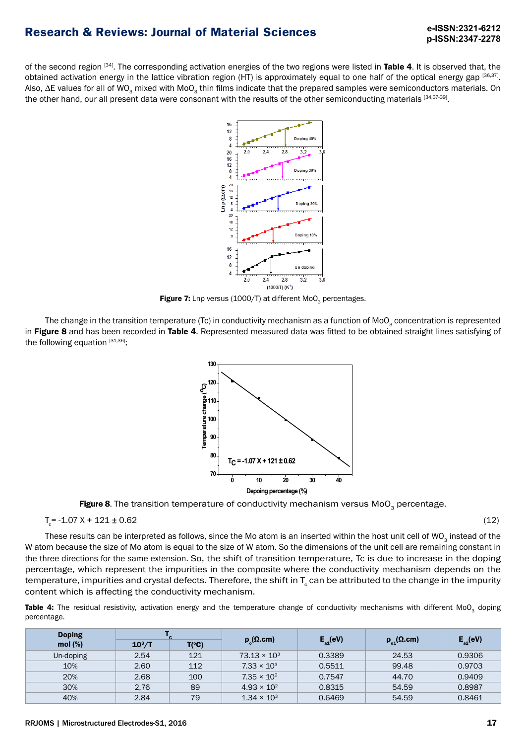of the second region [34]. The corresponding activation energies of the two regions were listed in **Table 4**. It is observed that, the obtained activation energy in the lattice vibration region (HT) is approximately equal to one half of the optical energy gap [36,37]. Also, ΔE values for all of $WO_3$ mixed with $MoO_3$ thin films indicate that the prepared samples were semiconductors materials. On the other hand, our all present data were consonant with the results of the other semiconducting materials [34,37-39].

**Figure 7:** Lnρ versus (1000/T) at different $MoO_3$ percentages.

The change in the transition temperature (Tc) in conductivity mechanism as a function of $MoO_3$ concentration is represented in **Figure 8** and has been recorded in **Table 4**. Represented measured data was fitted to be obtained straight lines satisfying of the following equation [31,36];

**Figure 8**. The transition temperature of conductivity mechanism versus $MoO_3$ percentage.

$$T_c = -1.07\,X + 121 \pm 0.62 \tag{12}$$

These results can be interpreted as follows, since the Mo atom is an inserted within the host unit cell of $WO_3$ instead of the W atom because the size of Mo atom is equal to the size of W atom. So the dimensions of the unit cell are remaining constant in the three directions for the same extension. So, the shift of transition temperature, Tc is due to increase in the doping percentage, which represent the impurities in the composite where the conductivity mechanism depends on the temperature, impurities and crystal defects. Therefore, the shift in $T_c$ can be attributed to the change in the impurity content which is affecting the conductivity mechanism.

**Table 4:** The residual resistivity, activation energy and the temperature change of conductivity mechanisms with different $MoO_3$ doping percentage.

| Doping mol (%) | $T_c$ | | $\rho_o$(Ω.cm) | $E_{a1}$(eV) | $\rho_{o1}$(Ω.cm) | $E_{a2}$(eV) |
|---|---|---|---|---|---|---|
| | $10^3$/T | T(°C) | | | | |
| Un-doping | 2.54 | 121 | $73.13 \times 10^3$ | 0.3389 | 24.53 | 0.9306 |
| 10% | 2.60 | 112 | $7.33 \times 10^3$ | 0.5511 | 99.48 | 0.9703 |
| 20% | 2.68 | 100 | $7.35 \times 10^2$ | 0.7547 | 44.70 | 0.9409 |
| 30% | 2,76 | 89 | $4.93 \times 10^2$ | 0.8315 | 54.59 | 0.8987 |
| 40% | 2.84 | 79 | $1.34 \times 10^3$ | 0.6469 | 54.59 | 0.8461 |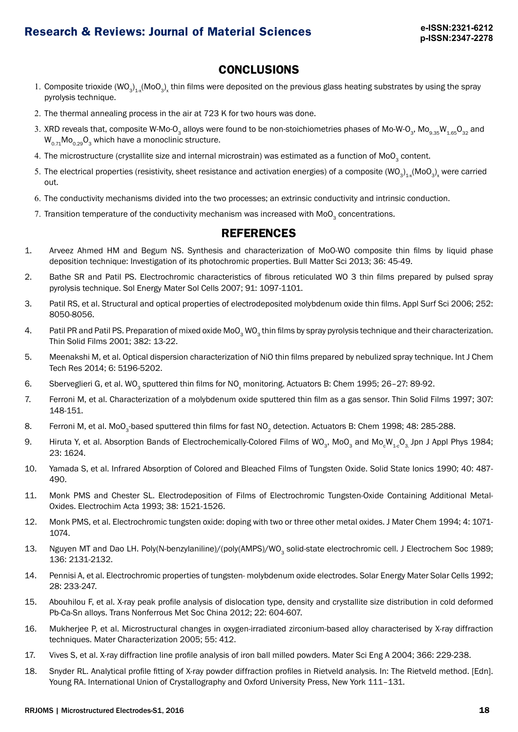## CONCLUSIONS

1. Composite trioxide $(WO_3)_{1-x}(MoO_3)_x$ thin films were deposited on the previous glass heating substrates by using the spray pyrolysis technique.
2. The thermal annealing process in the air at 723 K for two hours was done.
3. XRD reveals that, composite W-Mo-$O_3$ alloys were found to be non-stoichiometries phases of Mo-W-$O_3$, $Mo_{9.35}W_{1.65}O_{32}$ and $W_{0.71}Mo_{0.29}O_3$ which have a monoclinic structure.
4. The microstructure (crystallite size and internal microstrain) was estimated as a function of $MoO_3$ content.
5. The electrical properties (resistivity, sheet resistance and activation energies) of a composite $(WO_3)_{1-x}(MoO_3)_x$ were carried out.
6. The conductivity mechanisms divided into the two processes; an extrinsic conductivity and intrinsic conduction.
7. Transition temperature of the conductivity mechanism was increased with $MoO_3$ concentrations.

## REFERENCES

1. Arveez Ahmed HM and Begum NS. Synthesis and characterization of MoO-WO composite thin films by liquid phase deposition technique: Investigation of its photochromic properties. Bull Matter Sci 2013; 36: 45-49.
2. Bathe SR and Patil PS. Electrochromic characteristics of fibrous reticulated WO 3 thin films prepared by pulsed spray pyrolysis technique. Sol Energy Mater Sol Cells 2007; 91: 1097-1101.
3. Patil RS, et al. Structural and optical properties of electrodeposited molybdenum oxide thin films. Appl Surf Sci 2006; 252: 8050-8056.
4. Patil PR and Patil PS. Preparation of mixed oxide $MoO_3$ $WO_3$ thin films by spray pyrolysis technique and their characterization. Thin Solid Films 2001; 382: 13-22.
5. Meenakshi M, et al. Optical dispersion characterization of NiO thin films prepared by nebulized spray technique. Int J Chem Tech Res 2014; 6: 5196-5202.
6. Sberveglieri G, et al. $WO_3$ sputtered thin films for $NO_x$ monitoring. Actuators B: Chem 1995; 26–27: 89-92.
7. Ferroni M, et al. Characterization of a molybdenum oxide sputtered thin film as a gas sensor. Thin Solid Films 1997; 307: 148-151.
8. Ferroni M, et al. $MoO_3$-based sputtered thin films for fast $NO_2$ detection. Actuators B: Chem 1998; 48: 285-288.
9. Hiruta Y, et al. Absorption Bands of Electrochemically-Colored Films of $WO_3$, $MoO_3$ and $Mo_cW_{1-c}O_3$. Jpn J Appl Phys 1984; 23: 1624.
10. Yamada S, et al. Infrared Absorption of Colored and Bleached Films of Tungsten Oxide. Solid State Ionics 1990; 40: 487-490.
11. Monk PMS and Chester SL. Electrodeposition of Films of Electrochromic Tungsten-Oxide Containing Additional Metal-Oxides. Electrochim Acta 1993; 38: 1521-1526.
12. Monk PMS, et al. Electrochromic tungsten oxide: doping with two or three other metal oxides. J Mater Chem 1994; 4: 1071-1074.
13. Nguyen MT and Dao LH. Poly(N-benzylaniline)/(poly(AMPS)/$WO_3$ solid-state electrochromic cell. J Electrochem Soc 1989; 136: 2131-2132.
14. Pennisi A, et al. Electrochromic properties of tungsten- molybdenum oxide electrodes. Solar Energy Mater Solar Cells 1992; 28: 233-247.
15. Abouhilou F, et al. X-ray peak profile analysis of dislocation type, density and crystallite size distribution in cold deformed Pb-Ca-Sn alloys. Trans Nonferrous Met Soc China 2012; 22: 604-607.
16. Mukherjee P, et al. Microstructural changes in oxygen-irradiated zirconium-based alloy characterised by X-ray diffraction techniques. Mater Characterization 2005; 55: 412.
17. Vives S, et al. X-ray diffraction line profile analysis of iron ball milled powders. Mater Sci Eng A 2004; 366: 229-238.
18. Snyder RL. Analytical profile fitting of X-ray powder diffraction profiles in Rietveld analysis. In: The Rietveld method. [Edn]. Young RA. International Union of Crystallography and Oxford University Press, New York 111–131.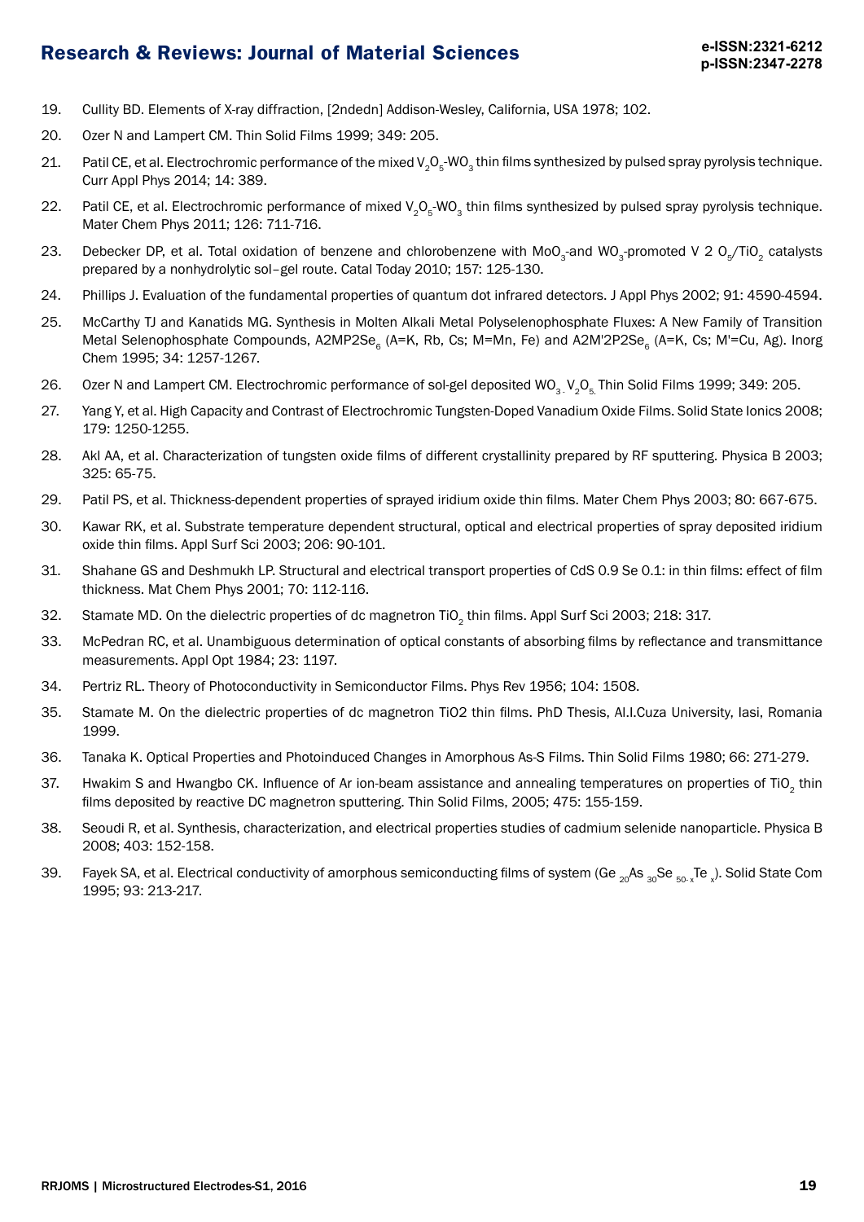19. Cullity BD. Elements of X-ray diffraction, [2ndedn] Addison-Wesley, California, USA 1978; 102.

20. Ozer N and Lampert CM. Thin Solid Films 1999; 349: 205.

21. Patil CE, et al. Electrochromic performance of the mixed $V_2O_5$-$WO_3$ thin films synthesized by pulsed spray pyrolysis technique. Curr Appl Phys 2014; 14: 389.

22. Patil CE, et al. Electrochromic performance of mixed $V_2O_5$-$WO_3$ thin films synthesized by pulsed spray pyrolysis technique. Mater Chem Phys 2011; 126: 711-716.

23. Debecker DP, et al. Total oxidation of benzene and chlorobenzene with $MoO_3$-and $WO_3$-promoted V 2 $O_5$/$TiO_2$ catalysts prepared by a nonhydrolytic sol–gel route. Catal Today 2010; 157: 125-130.

24. Phillips J. Evaluation of the fundamental properties of quantum dot infrared detectors. J Appl Phys 2002; 91: 4590-4594.

25. McCarthy TJ and Kanatids MG. Synthesis in Molten Alkali Metal Polyselenophosphate Fluxes: A New Family of Transition Metal Selenophosphate Compounds, A2MP2$Se_6$ (A=K, Rb, Cs; M=Mn, Fe) and A2M'2P2$Se_6$ (A=K, Cs; M'=Cu, Ag). Inorg Chem 1995; 34: 1257-1267.

26. Ozer N and Lampert CM. Electrochromic performance of sol-gel deposited $WO_3$- $V_2O_5$. Thin Solid Films 1999; 349: 205.

27. Yang Y, et al. High Capacity and Contrast of Electrochromic Tungsten-Doped Vanadium Oxide Films. Solid State Ionics 2008; 179: 1250-1255.

28. Akl AA, et al. Characterization of tungsten oxide films of different crystallinity prepared by RF sputtering. Physica B 2003; 325: 65-75.

29. Patil PS, et al. Thickness-dependent properties of sprayed iridium oxide thin films. Mater Chem Phys 2003; 80: 667-675.

30. Kawar RK, et al. Substrate temperature dependent structural, optical and electrical properties of spray deposited iridium oxide thin films. Appl Surf Sci 2003; 206: 90-101.

31. Shahane GS and Deshmukh LP. Structural and electrical transport properties of CdS 0.9 Se 0.1: in thin films: effect of film thickness. Mat Chem Phys 2001; 70: 112-116.

32. Stamate MD. On the dielectric properties of dc magnetron $TiO_2$ thin films. Appl Surf Sci 2003; 218: 317.

33. McPedran RC, et al. Unambiguous determination of optical constants of absorbing films by reflectance and transmittance measurements. Appl Opt 1984; 23: 1197.

34. Pertriz RL. Theory of Photoconductivity in Semiconductor Films. Phys Rev 1956; 104: 1508.

35. Stamate M. On the dielectric properties of dc magnetron TiO2 thin films. PhD Thesis, Al.I.Cuza University, Iasi, Romania 1999.

36. Tanaka K. Optical Properties and Photoinduced Changes in Amorphous As-S Films. Thin Solid Films 1980; 66: 271-279.

37. Hwakim S and Hwangbo CK. Influence of Ar ion-beam assistance and annealing temperatures on properties of $TiO_2$ thin films deposited by reactive DC magnetron sputtering. Thin Solid Films, 2005; 475: 155-159.

38. Seoudi R, et al. Synthesis, characterization, and electrical properties studies of cadmium selenide nanoparticle. Physica B 2008; 403: 152-158.

39. Fayek SA, et al. Electrical conductivity of amorphous semiconducting films of system ($Ge_{20}As_{30}Se_{50-x}Te_x$). Solid State Com 1995; 93: 213-217.